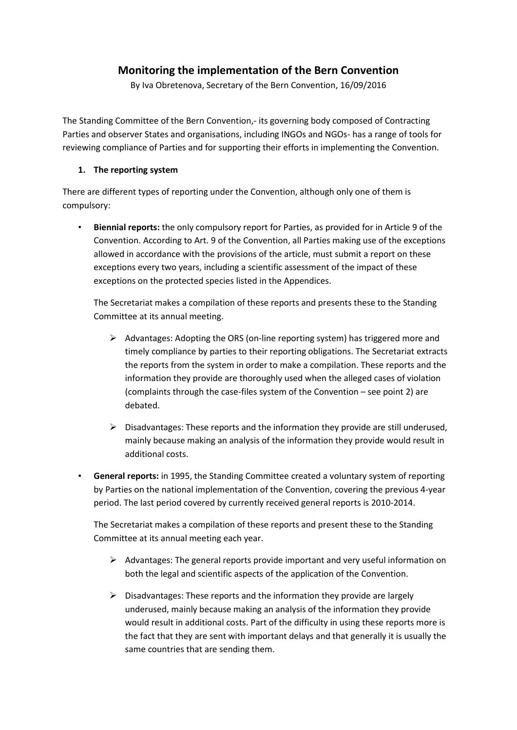# Monitoring the implementation of the Bern Convention

By Iva Obretenova, Secretary of the Bern Convention, 16/09/2016

The Standing Committee of the Bern Convention,- its governing body composed of Contracting Parties and observer States and organisations, including INGOs and NGOs- has a range of tools for reviewing compliance of Parties and for supporting their efforts in implementing the Convention.

## 1. The reporting system

There are different types of reporting under the Convention, although only one of them is compulsory:

- **Biennial reports:** the only compulsory report for Parties, as provided for in Article 9 of the Convention. According to Art. 9 of the Convention, all Parties making use of the exceptions allowed in accordance with the provisions of the article, must submit a report on these exceptions every two years, including a scientific assessment of the impact of these exceptions on the protected species listed in the Appendices.

  The Secretariat makes a compilation of these reports and presents these to the Standing Committee at its annual meeting.

  - Advantages: Adopting the ORS (on-line reporting system) has triggered more and timely compliance by parties to their reporting obligations. The Secretariat extracts the reports from the system in order to make a compilation. These reports and the information they provide are thoroughly used when the alleged cases of violation (complaints through the case-files system of the Convention – see point 2) are debated.

  - Disadvantages: These reports and the information they provide are still underused, mainly because making an analysis of the information they provide would result in additional costs.

- **General reports:** in 1995, the Standing Committee created a voluntary system of reporting by Parties on the national implementation of the Convention, covering the previous 4-year period. The last period covered by currently received general reports is 2010-2014.

  The Secretariat makes a compilation of these reports and present these to the Standing Committee at its annual meeting each year.

  - Advantages: The general reports provide important and very useful information on both the legal and scientific aspects of the application of the Convention.

  - Disadvantages: These reports and the information they provide are largely underused, mainly because making an analysis of the information they provide would result in additional costs. Part of the difficulty in using these reports more is the fact that they are sent with important delays and that generally it is usually the same countries that are sending them.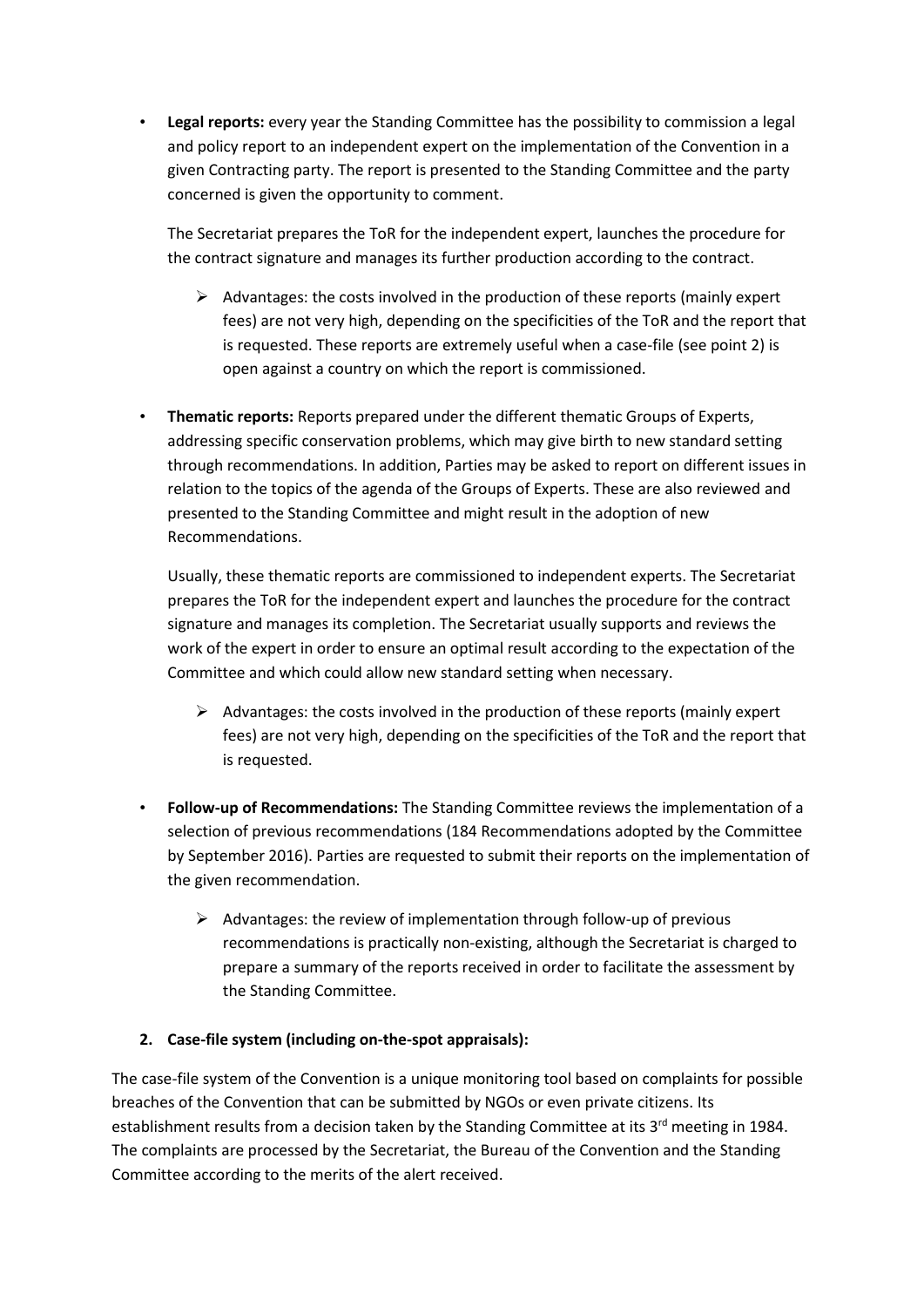- **Legal reports:** every year the Standing Committee has the possibility to commission a legal and policy report to an independent expert on the implementation of the Convention in a given Contracting party. The report is presented to the Standing Committee and the party concerned is given the opportunity to comment.

  The Secretariat prepares the ToR for the independent expert, launches the procedure for the contract signature and manages its further production according to the contract.

  - Advantages: the costs involved in the production of these reports (mainly expert fees) are not very high, depending on the specificities of the ToR and the report that is requested. These reports are extremely useful when a case-file (see point 2) is open against a country on which the report is commissioned.

- **Thematic reports:** Reports prepared under the different thematic Groups of Experts, addressing specific conservation problems, which may give birth to new standard setting through recommendations. In addition, Parties may be asked to report on different issues in relation to the topics of the agenda of the Groups of Experts. These are also reviewed and presented to the Standing Committee and might result in the adoption of new Recommendations.

  Usually, these thematic reports are commissioned to independent experts. The Secretariat prepares the ToR for the independent expert and launches the procedure for the contract signature and manages its completion. The Secretariat usually supports and reviews the work of the expert in order to ensure an optimal result according to the expectation of the Committee and which could allow new standard setting when necessary.

  - Advantages: the costs involved in the production of these reports (mainly expert fees) are not very high, depending on the specificities of the ToR and the report that is requested.

- **Follow-up of Recommendations:** The Standing Committee reviews the implementation of a selection of previous recommendations (184 Recommendations adopted by the Committee by September 2016). Parties are requested to submit their reports on the implementation of the given recommendation.

  - Advantages: the review of implementation through follow-up of previous recommendations is practically non-existing, although the Secretariat is charged to prepare a summary of the reports received in order to facilitate the assessment by the Standing Committee.

**2. Case-file system (including on-the-spot appraisals):**

The case-file system of the Convention is a unique monitoring tool based on complaints for possible breaches of the Convention that can be submitted by NGOs or even private citizens. Its establishment results from a decision taken by the Standing Committee at its 3rd meeting in 1984. The complaints are processed by the Secretariat, the Bureau of the Convention and the Standing Committee according to the merits of the alert received.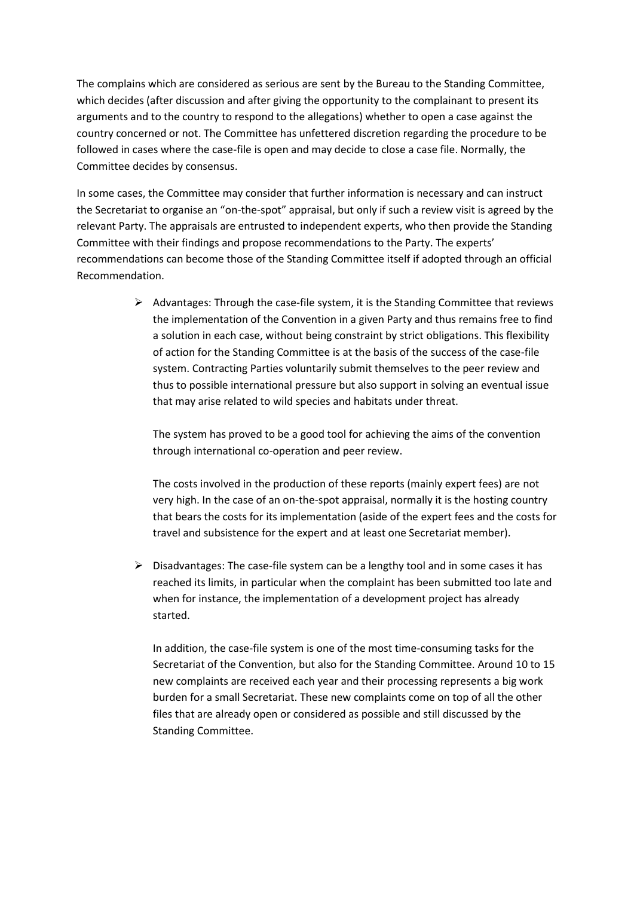The complains which are considered as serious are sent by the Bureau to the Standing Committee, which decides (after discussion and after giving the opportunity to the complainant to present its arguments and to the country to respond to the allegations) whether to open a case against the country concerned or not. The Committee has unfettered discretion regarding the procedure to be followed in cases where the case-file is open and may decide to close a case file. Normally, the Committee decides by consensus.

In some cases, the Committee may consider that further information is necessary and can instruct the Secretariat to organise an "on-the-spot" appraisal, but only if such a review visit is agreed by the relevant Party. The appraisals are entrusted to independent experts, who then provide the Standing Committee with their findings and propose recommendations to the Party. The experts' recommendations can become those of the Standing Committee itself if adopted through an official Recommendation.

- Advantages: Through the case-file system, it is the Standing Committee that reviews the implementation of the Convention in a given Party and thus remains free to find a solution in each case, without being constraint by strict obligations. This flexibility of action for the Standing Committee is at the basis of the success of the case-file system. Contracting Parties voluntarily submit themselves to the peer review and thus to possible international pressure but also support in solving an eventual issue that may arise related to wild species and habitats under threat.

  The system has proved to be a good tool for achieving the aims of the convention through international co-operation and peer review.

  The costs involved in the production of these reports (mainly expert fees) are not very high. In the case of an on-the-spot appraisal, normally it is the hosting country that bears the costs for its implementation (aside of the expert fees and the costs for travel and subsistence for the expert and at least one Secretariat member).

- Disadvantages: The case-file system can be a lengthy tool and in some cases it has reached its limits, in particular when the complaint has been submitted too late and when for instance, the implementation of a development project has already started.

  In addition, the case-file system is one of the most time-consuming tasks for the Secretariat of the Convention, but also for the Standing Committee. Around 10 to 15 new complaints are received each year and their processing represents a big work burden for a small Secretariat. These new complaints come on top of all the other files that are already open or considered as possible and still discussed by the Standing Committee.